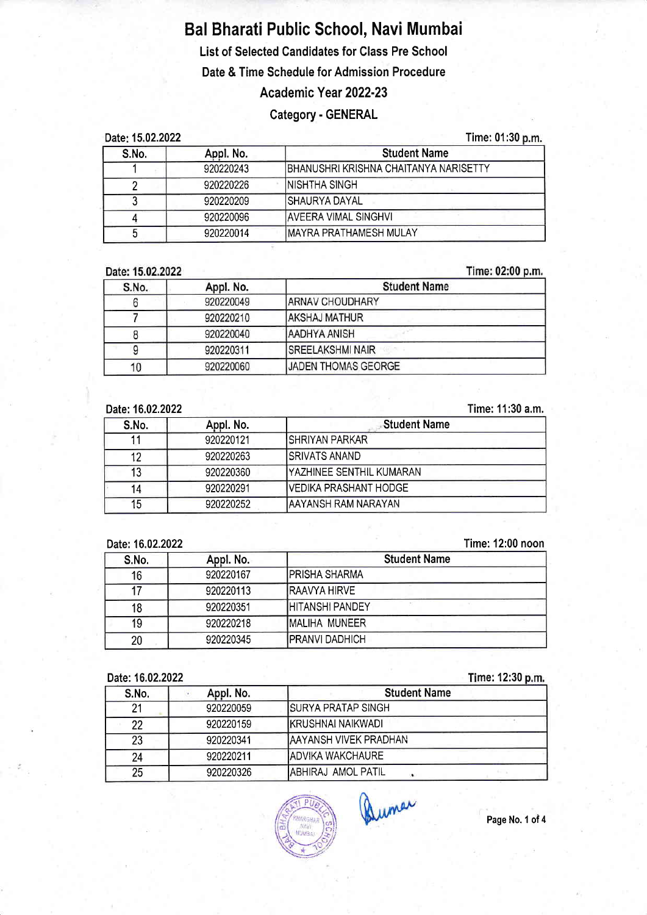# Bal Bharati Public School, Navi Mumbai

## List of Selected Candidates for Class Pre School

## Date & Time Schedule for Admission Procedure

## Academic Year 2022-23

### Category - GENERAL

Date: 15.02.2022 Time: 01:30 p.m.

| S.No. | Appl. No. | Student Name |
|---|---|---|
| 1 | 920220243 | BHANUSHRI KRISHNA CHAITANYA NARISETTY |
| 2 | 920220226 | NISHTHA SINGH |
| 3 | 920220209 | SHAURYA DAYAL |
| 4 | 920220096 | AVEERA VIMAL SINGHVI |
| 5 | 920220014 | MAYRA PRATHAMESH MULAY |

Date: 15.02.2022 Time: 02:00 p.m.

| S.No. | Appl. No. | Student Name |
|---|---|---|
| 6 | 920220049 | ARNAV CHOUDHARY |
| 7 | 920220210 | AKSHAJ MATHUR |
| 8 | 920220040 | AADHYA ANISH |
| 9 | 920220311 | SREELAKSHMI NAIR |
| 10 | 920220060 | JADEN THOMAS GEORGE |

Date: 16.02.2022 Time: 11:30 a.m.

| S.No. | Appl. No. | Student Name |
|---|---|---|
| 11 | 920220121 | SHRIYAN PARKAR |
| 12 | 920220263 | SRIVATS ANAND |
| 13 | 920220360 | YAZHINEE SENTHIL KUMARAN |
| 14 | 920220291 | VEDIKA PRASHANT HODGE |
| 15 | 920220252 | AAYANSH RAM NARAYAN |

Date: 16.02.2022 Time: 12:00 noon

| S.No. | Appl. No. | Student Name |
|---|---|---|
| 16 | 920220167 | PRISHA SHARMA |
| 17 | 920220113 | RAAVYA HIRVE |
| 18 | 920220351 | HITANSHI PANDEY |
| 19 | 920220218 | MALIHA MUNEER |
| 20 | 920220345 | PRANVI DADHICH |

Date: 16.02.2022 Time: 12:30 p.m.

| S.No. | Appl. No. | Student Name |
|---|---|---|
| 21 | 920220059 | SURYA PRATAP SINGH |
| 22 | 920220159 | KRUSHNAI NAIKWADI |
| 23 | 920220341 | AAYANSH VIVEK PRADHAN |
| 24 | 920220211 | ADVIKA WAKCHAURE |
| 25 | 920220326 | ABHIRAJ AMOL PATIL |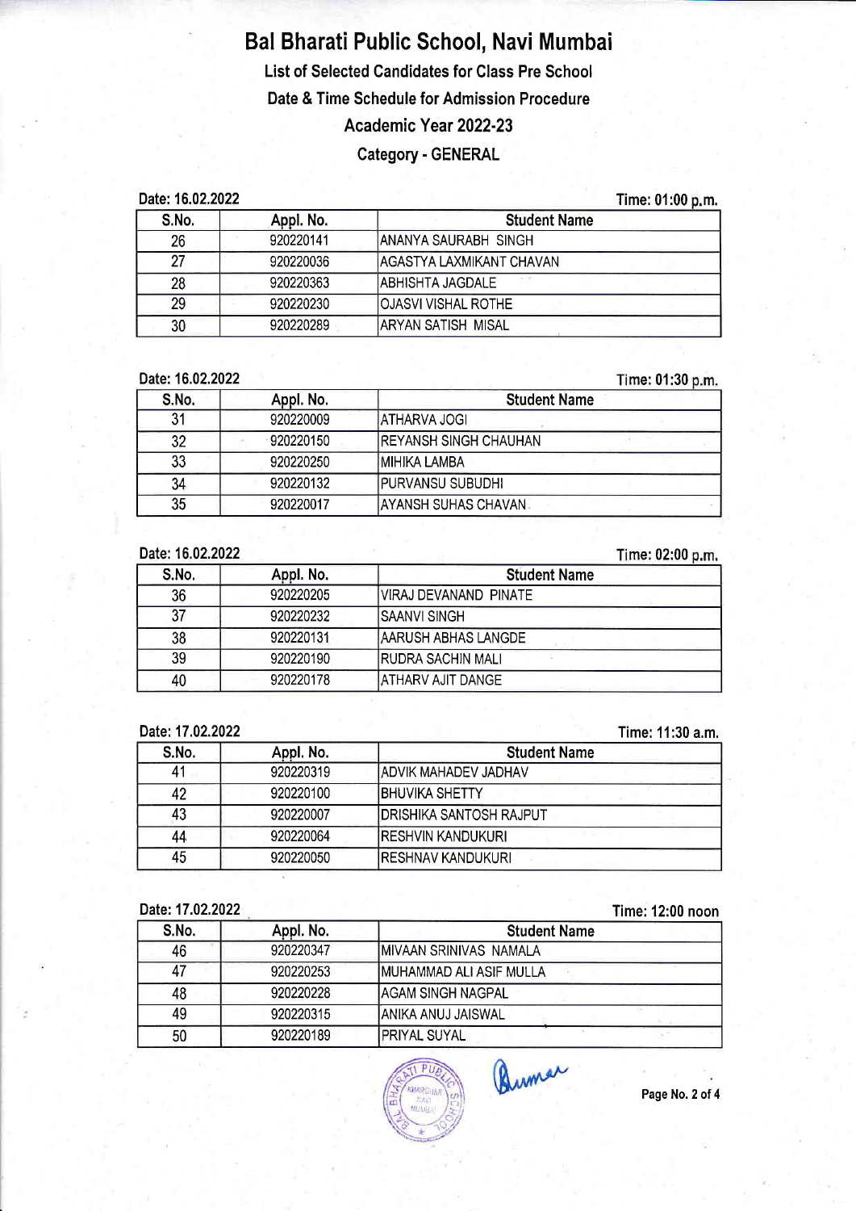# Bal Bharati Public School, Navi Mumbai

## List of Selected Candidates for Class Pre School

## Date & Time Schedule for Admission Procedure

## Academic Year 2022-23

## Category - GENERAL

**Date: 16.02.2022** **Time: 01:00 p.m.**

| S.No. | Appl. No. | Student Name |
|---|---|---|
| 26 | 920220141 | ANANYA SAURABH SINGH |
| 27 | 920220036 | AGASTYA LAXMIKANT CHAVAN |
| 28 | 920220363 | ABHISHTA JAGDALE |
| 29 | 920220230 | OJASVI VISHAL ROTHE |
| 30 | 920220289 | ARYAN SATISH MISAL |

**Date: 16.02.2022** **Time: 01:30 p.m.**

| S.No. | Appl. No. | Student Name |
|---|---|---|
| 31 | 920220009 | ATHARVA JOGI |
| 32 | 920220150 | REYANSH SINGH CHAUHAN |
| 33 | 920220250 | MIHIKA LAMBA |
| 34 | 920220132 | PURVANSU SUBUDHI |
| 35 | 920220017 | AYANSH SUHAS CHAVAN |

**Date: 16.02.2022** **Time: 02:00 p.m.**

| S.No. | Appl. No. | Student Name |
|---|---|---|
| 36 | 920220205 | VIRAJ DEVANAND PINATE |
| 37 | 920220232 | SAANVI SINGH |
| 38 | 920220131 | AARUSH ABHAS LANGDE |
| 39 | 920220190 | RUDRA SACHIN MALI |
| 40 | 920220178 | ATHARV AJIT DANGE |

**Date: 17.02.2022** **Time: 11:30 a.m.**

| S.No. | Appl. No. | Student Name |
|---|---|---|
| 41 | 920220319 | ADVIK MAHADEV JADHAV |
| 42 | 920220100 | BHUVIKA SHETTY |
| 43 | 920220007 | DRISHIKA SANTOSH RAJPUT |
| 44 | 920220064 | RESHVIN KANDUKURI |
| 45 | 920220050 | RESHNAV KANDUKURI |

**Date: 17.02.2022** **Time: 12:00 noon**

| S.No. | Appl. No. | Student Name |
|---|---|---|
| 46 | 920220347 | MIVAAN SRINIVAS NAMALA |
| 47 | 920220253 | MUHAMMAD ALI ASIF MULLA |
| 48 | 920220228 | AGAM SINGH NAGPAL |
| 49 | 920220315 | ANIKA ANUJ JAISWAL |
| 50 | 920220189 | PRIYAL SUYAL |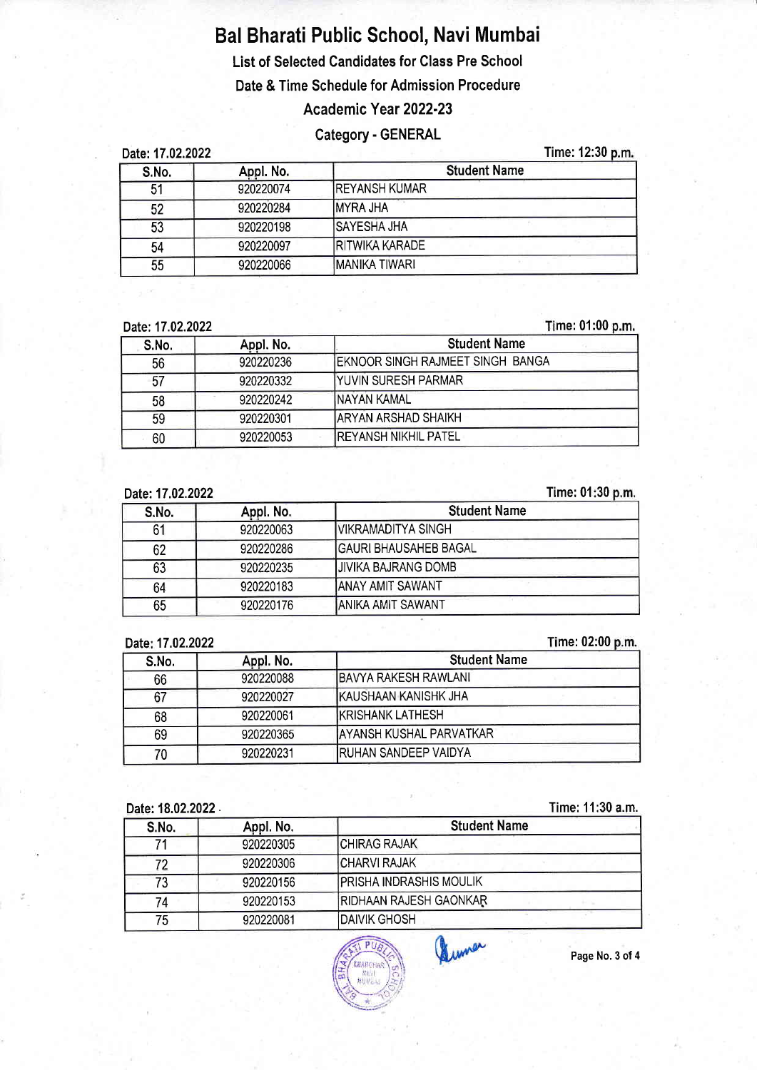# Bal Bharati Public School, Navi Mumbai

## List of Selected Candidates for Class Pre School

## Date & Time Schedule for Admission Procedure

## Academic Year 2022-23

### Category - GENERAL

Date: 17.02.2022 | Time: 12:30 p.m.

| S.No. | Appl. No. | Student Name |
|---|---|---|
| 51 | 920220074 | REYANSH KUMAR |
| 52 | 920220284 | MYRA JHA |
| 53 | 920220198 | SAYESHA JHA |
| 54 | 920220097 | RITWIKA KARADE |
| 55 | 920220066 | MANIKA TIWARI |

Date: 17.02.2022 | Time: 01:00 p.m.

| S.No. | Appl. No. | Student Name |
|---|---|---|
| 56 | 920220236 | EKNOOR SINGH RAJMEET SINGH BANGA |
| 57 | 920220332 | YUVIN SURESH PARMAR |
| 58 | 920220242 | NAYAN KAMAL |
| 59 | 920220301 | ARYAN ARSHAD SHAIKH |
| 60 | 920220053 | REYANSH NIKHIL PATEL |

Date: 17.02.2022 | Time: 01:30 p.m.

| S.No. | Appl. No. | Student Name |
|---|---|---|
| 61 | 920220063 | VIKRAMADITYA SINGH |
| 62 | 920220286 | GAURI BHAUSAHEB BAGAL |
| 63 | 920220235 | JIVIKA BAJRANG DOMB |
| 64 | 920220183 | ANAY AMIT SAWANT |
| 65 | 920220176 | ANIKA AMIT SAWANT |

Date: 17.02.2022 | Time: 02:00 p.m.

| S.No. | Appl. No. | Student Name |
|---|---|---|
| 66 | 920220088 | BAVYA RAKESH RAWLANI |
| 67 | 920220027 | KAUSHAAN KANISHK JHA |
| 68 | 920220061 | KRISHANK LATHESH |
| 69 | 920220365 | AYANSH KUSHAL PARVATKAR |
| 70 | 920220231 | RUHAN SANDEEP VAIDYA |

Date: 18.02.2022 | Time: 11:30 a.m.

| S.No. | Appl. No. | Student Name |
|---|---|---|
| 71 | 920220305 | CHIRAG RAJAK |
| 72 | 920220306 | CHARVI RAJAK |
| 73 | 920220156 | PRISHA INDRASHIS MOULIK |
| 74 | 920220153 | RIDHAAN RAJESH GAONKAR |
| 75 | 920220081 | DAIVIK GHOSH |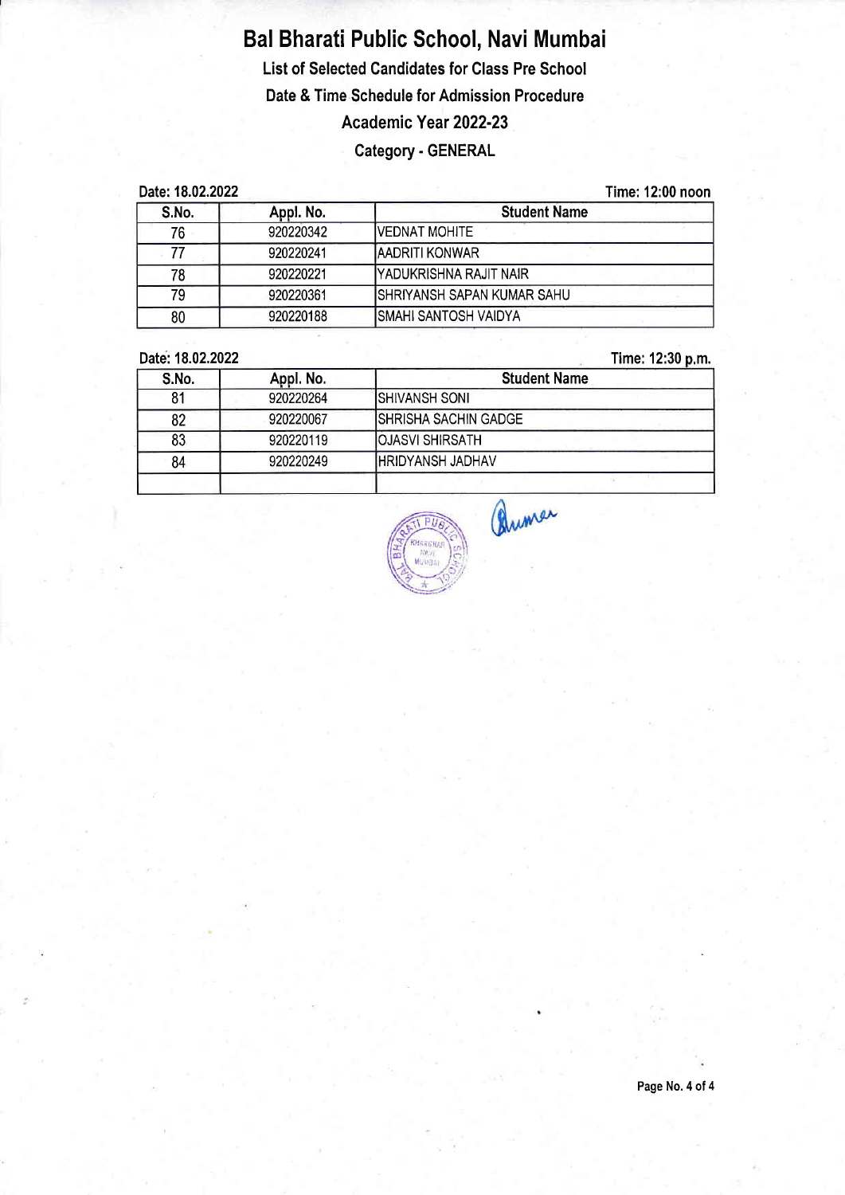# Bal Bharati Public School, Navi Mumbai

## List of Selected Candidates for Class Pre School

## Date & Time Schedule for Admission Procedure

## Academic Year 2022-23

## Category - GENERAL

Date: 18.02.2022 Time: 12:00 noon

| S.No. | Appl. No. | Student Name |
|---|---|---|
| 76 | 920220342 | VEDNAT MOHITE |
| 77 | 920220241 | AADRITI KONWAR |
| 78 | 920220221 | YADUKRISHNA RAJIT NAIR |
| 79 | 920220361 | SHRIYANSH SAPAN KUMAR SAHU |
| 80 | 920220188 | SMAHI SANTOSH VAIDYA |

Date: 18.02.2022 Time: 12:30 p.m.

| S.No. | Appl. No. | Student Name |
|---|---|---|
| 81 | 920220264 | SHIVANSH SONI |
| 82 | 920220067 | SHRISHA SACHIN GADGE |
| 83 | 920220119 | OJASVI SHIRSATH |
| 84 | 920220249 | HRIDYANSH JADHAV |
| | | |

BAL BHARATI PUBLIC SCHOOL KHARGHAR NAVI MUMBAI